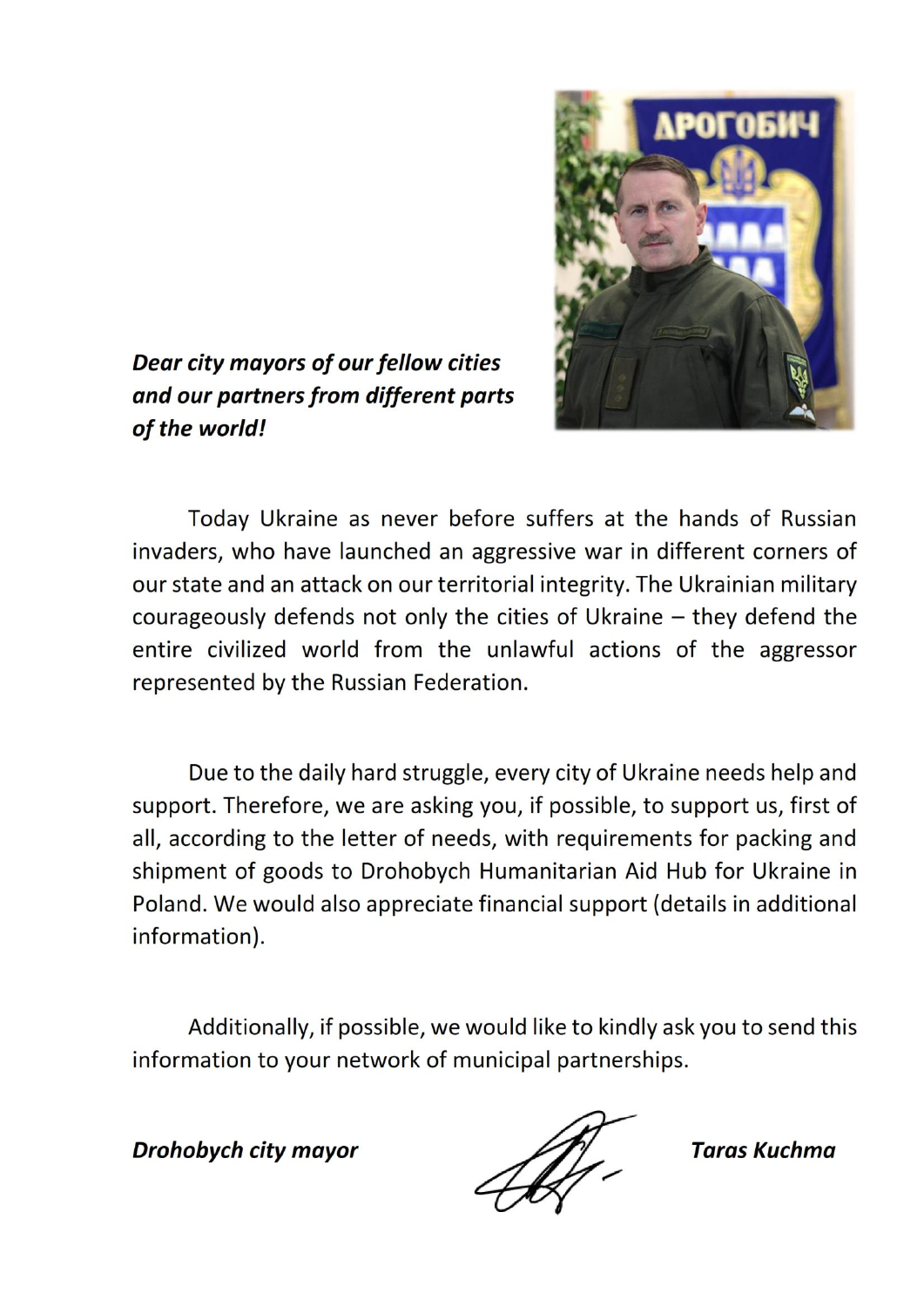***Dear city mayors of our fellow cities and our partners from different parts of the world!***

Today Ukraine as never before suffers at the hands of Russian invaders, who have launched an aggressive war in different corners of our state and an attack on our territorial integrity. The Ukrainian military courageously defends not only the cities of Ukraine – they defend the entire civilized world from the unlawful actions of the aggressor represented by the Russian Federation.

Due to the daily hard struggle, every city of Ukraine needs help and support. Therefore, we are asking you, if possible, to support us, first of all, according to the letter of needs, with requirements for packing and shipment of goods to Drohobych Humanitarian Aid Hub for Ukraine in Poland. We would also appreciate financial support (details in additional information).

Additionally, if possible, we would like to kindly ask you to send this information to your network of municipal partnerships.

***Drohobych city mayor*** ***Taras Kuchma***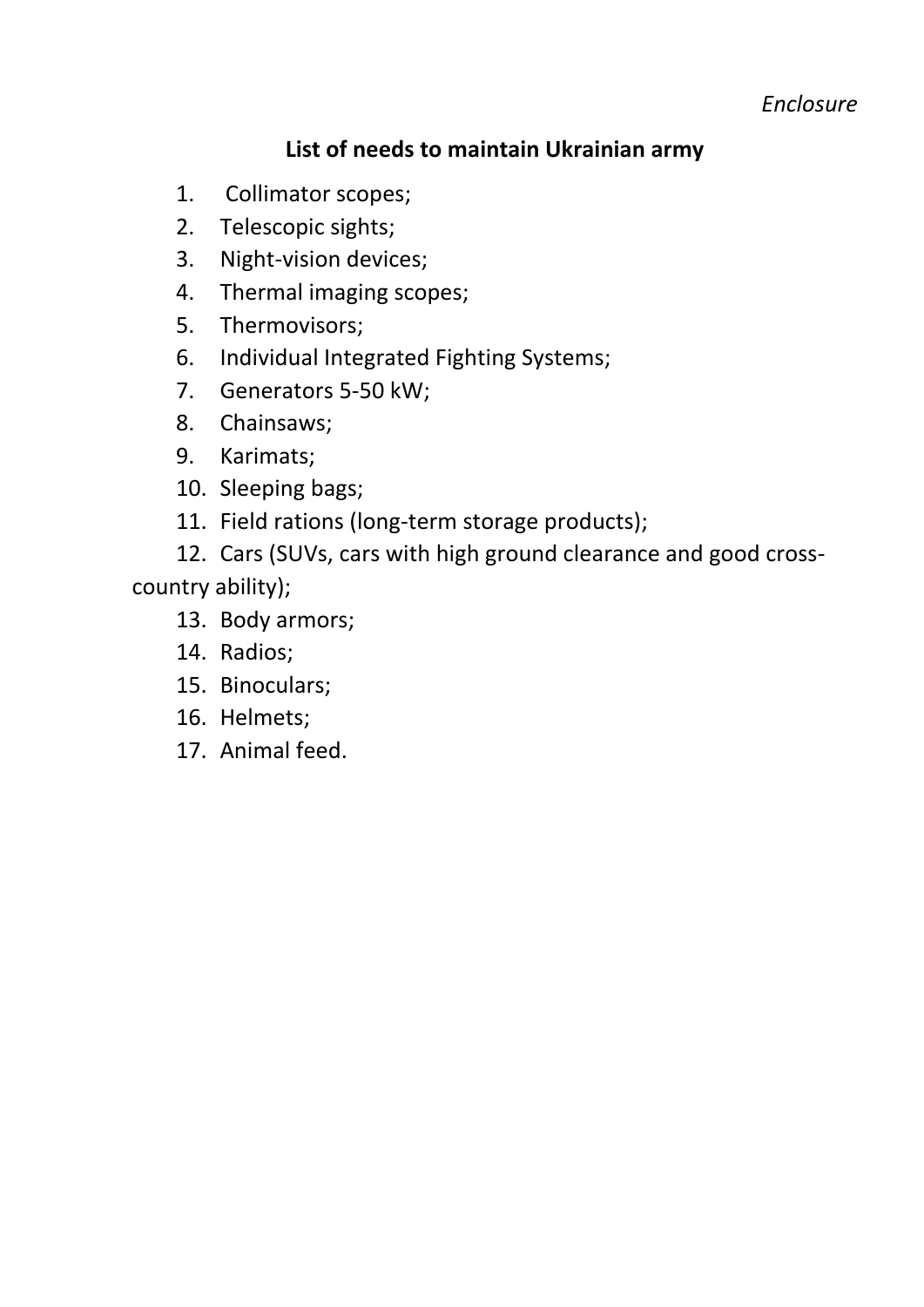*Enclosure*

**List of needs to maintain Ukrainian army**

1. Collimator scopes;
2. Telescopic sights;
3. Night-vision devices;
4. Thermal imaging scopes;
5. Thermovisors;
6. Individual Integrated Fighting Systems;
7. Generators 5-50 kW;
8. Chainsaws;
9. Karimats;
10. Sleeping bags;
11. Field rations (long-term storage products);
12. Cars (SUVs, cars with high ground clearance and good cross-country ability);
13. Body armors;
14. Radios;
15. Binoculars;
16. Helmets;
17. Animal feed.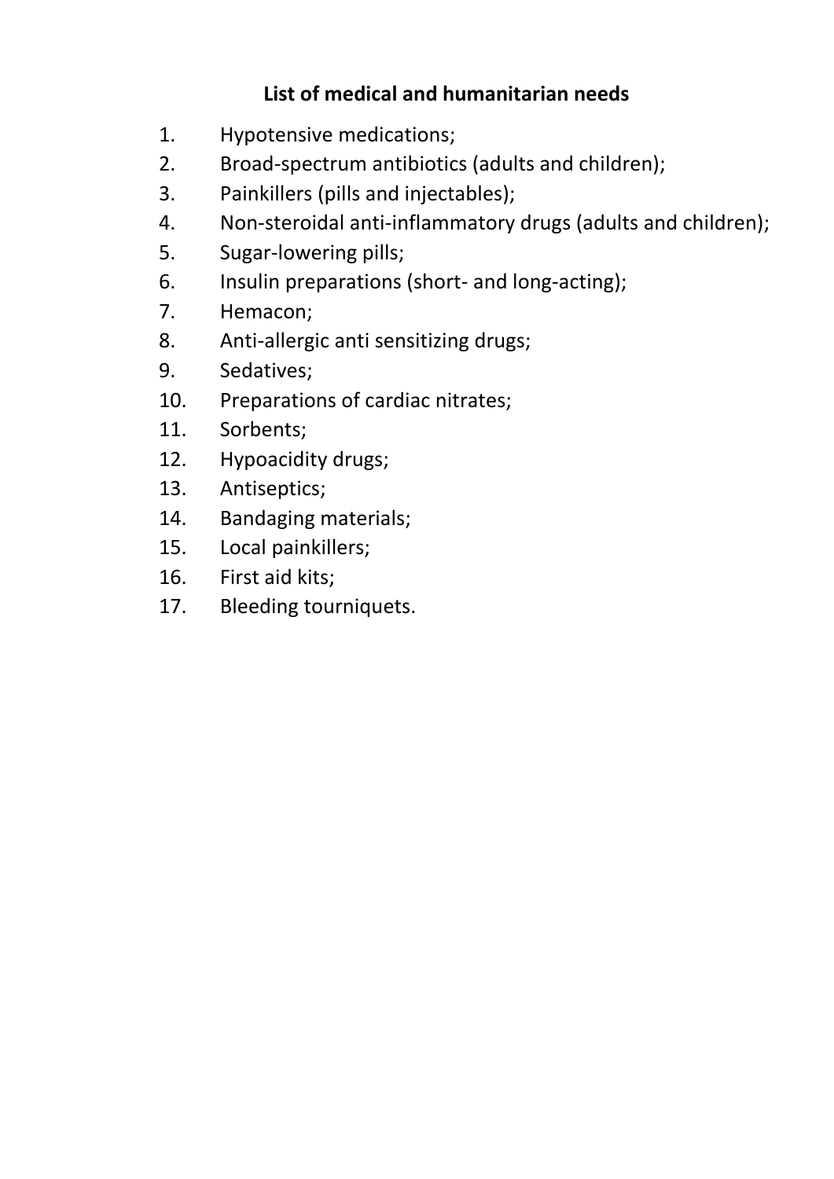**List of medical and humanitarian needs**

1. Hypotensive medications;
2. Broad-spectrum antibiotics (adults and children);
3. Painkillers (pills and injectables);
4. Non-steroidal anti-inflammatory drugs (adults and children);
5. Sugar-lowering pills;
6. Insulin preparations (short- and long-acting);
7. Hemacon;
8. Anti-allergic anti sensitizing drugs;
9. Sedatives;
10. Preparations of cardiac nitrates;
11. Sorbents;
12. Hypoacidity drugs;
13. Antiseptics;
14. Bandaging materials;
15. Local painkillers;
16. First aid kits;
17. Bleeding tourniquets.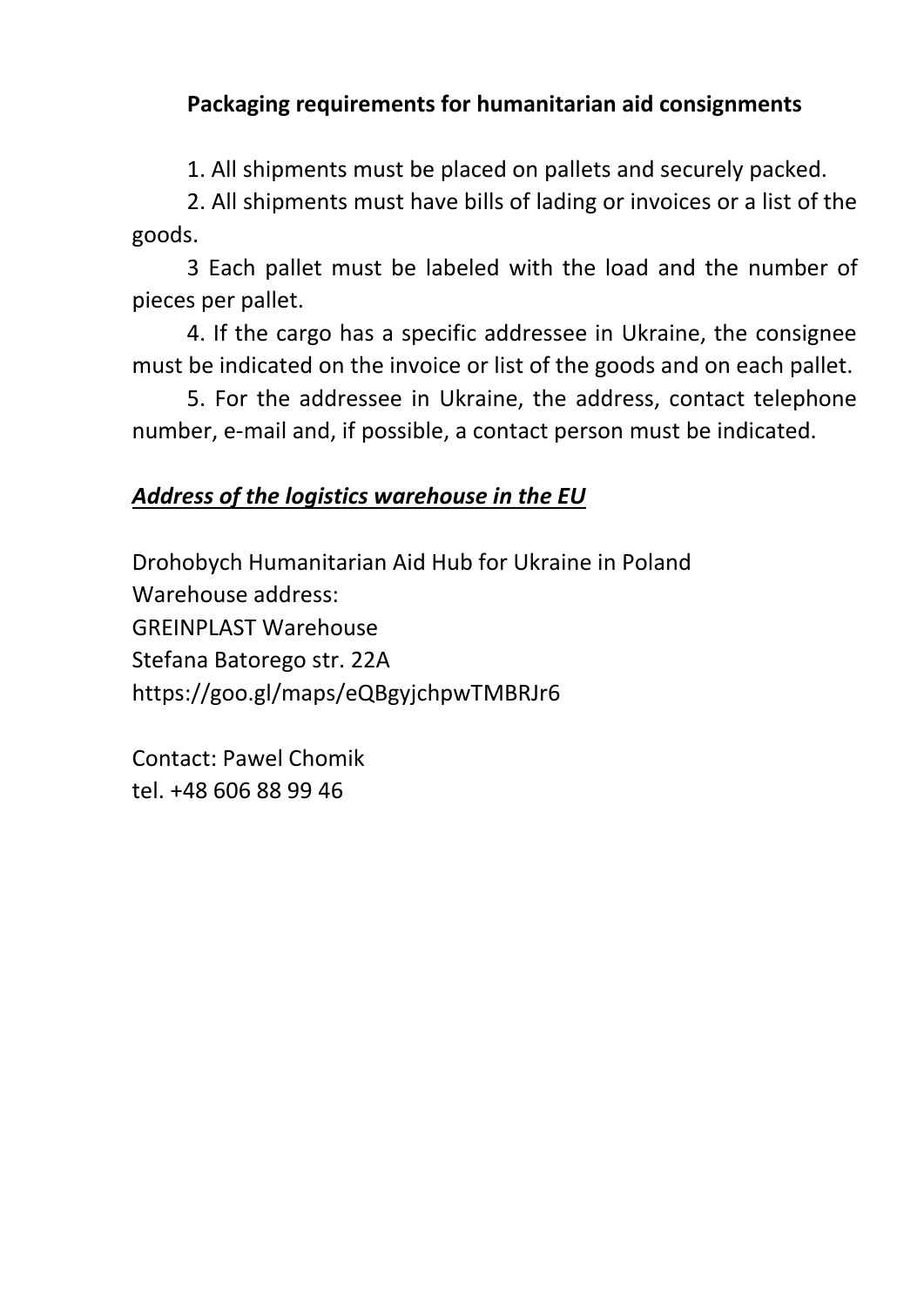**Packaging requirements for humanitarian aid consignments**

1. All shipments must be placed on pallets and securely packed.

2. All shipments must have bills of lading or invoices or a list of the goods.

3 Each pallet must be labeled with the load and the number of pieces per pallet.

4. If the cargo has a specific addressee in Ukraine, the consignee must be indicated on the invoice or list of the goods and on each pallet.

5. For the addressee in Ukraine, the address, contact telephone number, e-mail and, if possible, a contact person must be indicated.

***Address of the logistics warehouse in the EU***

Drohobych Humanitarian Aid Hub for Ukraine in Poland
Warehouse address:
GREINPLAST Warehouse
Stefana Batorego str. 22A
https://goo.gl/maps/eQBgyjchpwTMBRJr6

Contact: Pawel Chomik
tel. +48 606 88 99 46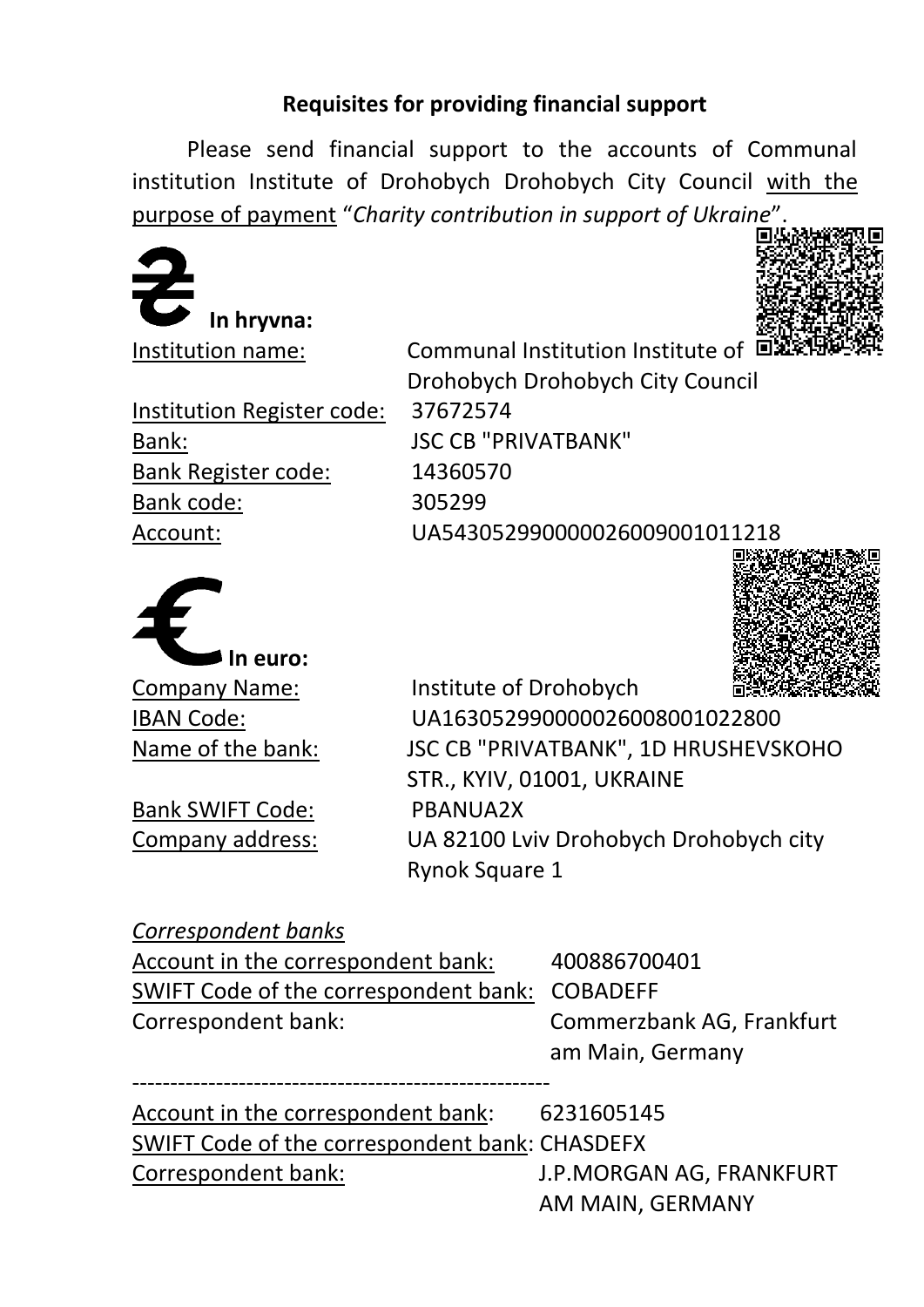# Requisites for providing financial support

Please send financial support to the accounts of Communal institution Institute of Drohobych Drohobych City Council with the purpose of payment "*Charity contribution in support of Ukraine*".

## ₴ In hryvna:

Institution name: Communal Institution Institute of Drohobych Drohobych City Council
Institution Register code: 37672574
Bank: JSC CB "PRIVATBANK"
Bank Register code: 14360570
Bank code: 305299
Account: UA543052990000026009001011218

## € In euro:

Company Name: Institute of Drohobych
IBAN Code: UA163052990000026008001022800
Name of the bank: JSC CB "PRIVATBANK", 1D HRUSHEVSKOHO STR., KYIV, 01001, UKRAINE
Bank SWIFT Code: PBANUA2X
Company address: UA 82100 Lviv Drohobych Drohobych city Rynok Square 1

*Correspondent banks*

Account in the correspondent bank: 400886700401
SWIFT Code of the correspondent bank: COBADEFF
Correspondent bank: Commerzbank AG, Frankfurt am Main, Germany

---

Account in the correspondent bank: 6231605145
SWIFT Code of the correspondent bank: CHASDEFX
Correspondent bank: J.P.MORGAN AG, FRANKFURT AM MAIN, GERMANY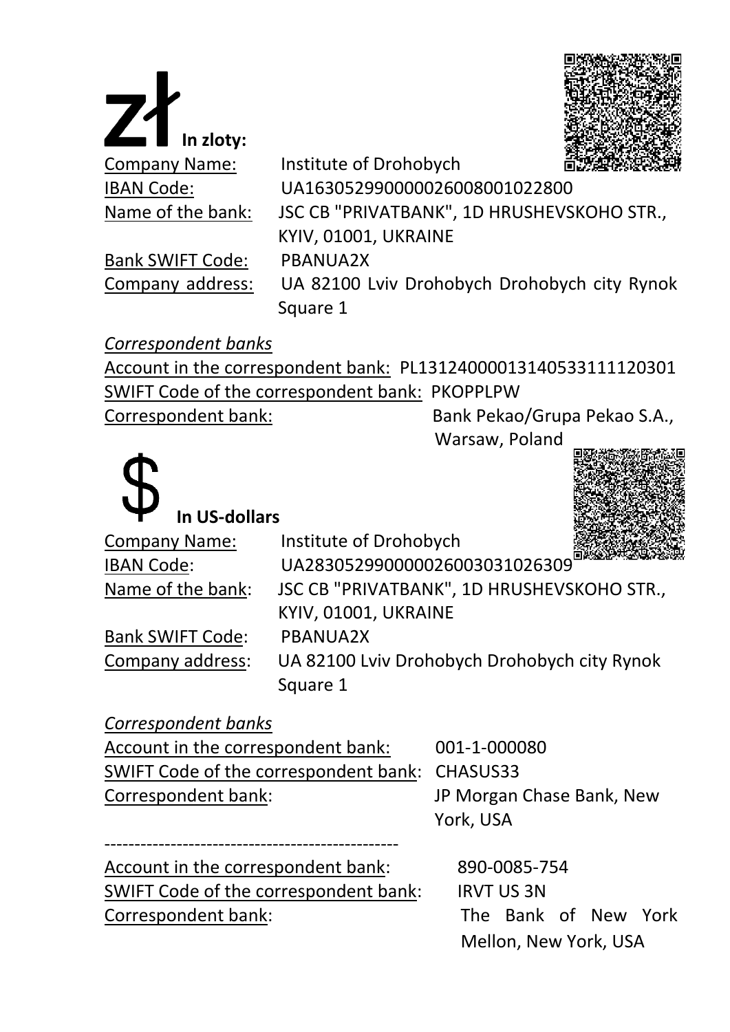## zł In zloty:

Company Name: Institute of Drohobych

IBAN Code: UA163052990000026008001022800

Name of the bank: JSC CB "PRIVATBANK", 1D HRUSHEVSKOHO STR., KYIV, 01001, UKRAINE

Bank SWIFT Code: PBANUA2X

Company address: UA 82100 Lviv Drohobych Drohobych city Rynok Square 1

*Correspondent banks*

Account in the correspondent bank: PL13124000013140533111120301

SWIFT Code of the correspondent bank: PKOPPLPW

Correspondent bank: Bank Pekao/Grupa Pekao S.A., Warsaw, Poland

## $ In US-dollars

Company Name: Institute of Drohobych

IBAN Code: UA283052990000026003031026309

Name of the bank: JSC CB "PRIVATBANK", 1D HRUSHEVSKOHO STR., KYIV, 01001, UKRAINE

Bank SWIFT Code: PBANUA2X

Company address: UA 82100 Lviv Drohobych Drohobych city Rynok Square 1

*Correspondent banks*

Account in the correspondent bank: 001-1-000080

SWIFT Code of the correspondent bank: CHASUS33

Correspondent bank: JP Morgan Chase Bank, New York, USA

------------------------------------------------

Account in the correspondent bank: 890-0085-754

SWIFT Code of the correspondent bank: IRVT US 3N

Correspondent bank: The Bank of New York Mellon, New York, USA